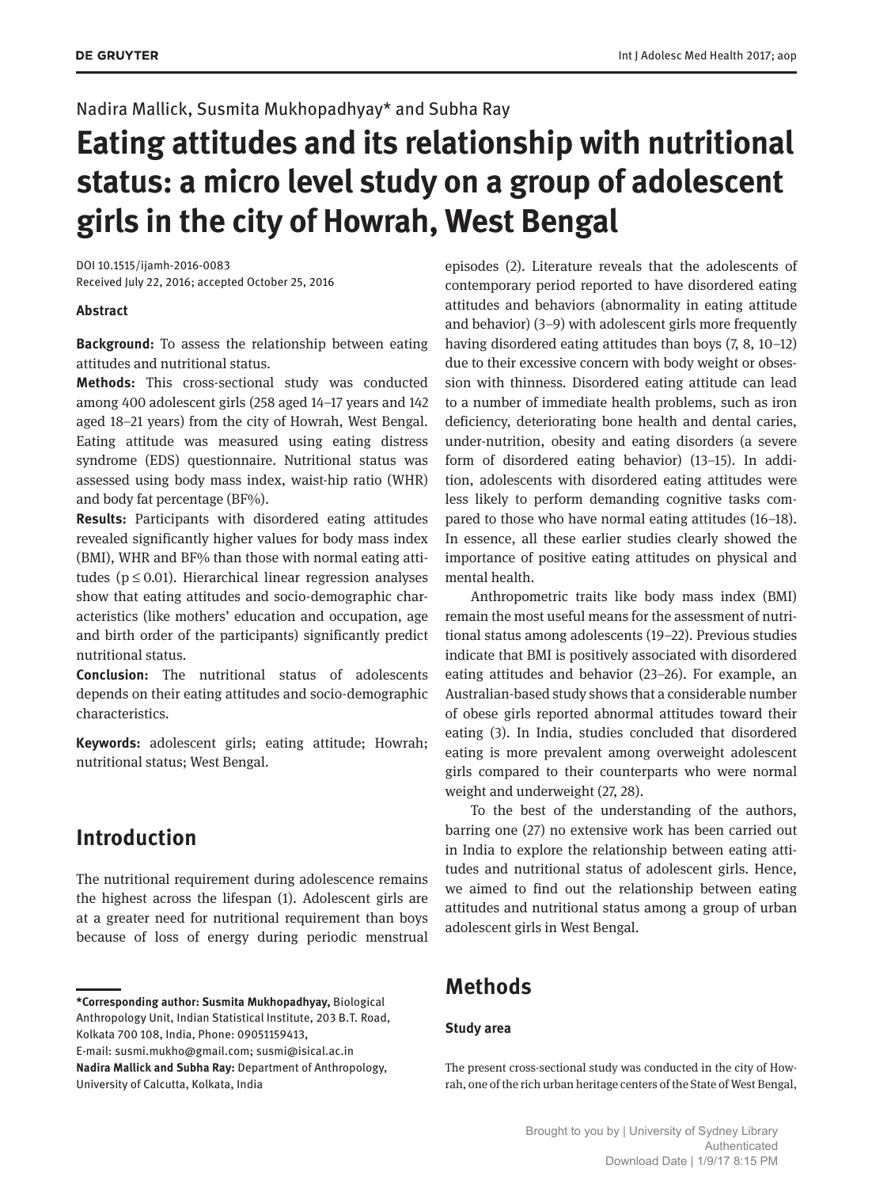Nadira Mallick, Susmita Mukhopadhyay* and Subha Ray

# Eating attitudes and its relationship with nutritional status: a micro level study on a group of adolescent girls in the city of Howrah, West Bengal

DOI 10.1515/ijamh-2016-0083
Received July 22, 2016; accepted October 25, 2016

**Abstract**

**Background:** To assess the relationship between eating attitudes and nutritional status.

**Methods:** This cross-sectional study was conducted among 400 adolescent girls (258 aged 14–17 years and 142 aged 18–21 years) from the city of Howrah, West Bengal. Eating attitude was measured using eating distress syndrome (EDS) questionnaire. Nutritional status was assessed using body mass index, waist-hip ratio (WHR) and body fat percentage (BF%).

**Results:** Participants with disordered eating attitudes revealed significantly higher values for body mass index (BMI), WHR and BF% than those with normal eating attitudes ($p \leq 0.01$). Hierarchical linear regression analyses show that eating attitudes and socio-demographic characteristics (like mothers' education and occupation, age and birth order of the participants) significantly predict nutritional status.

**Conclusion:** The nutritional status of adolescents depends on their eating attitudes and socio-demographic characteristics.

**Keywords:** adolescent girls; eating attitude; Howrah; nutritional status; West Bengal.

## Introduction

The nutritional requirement during adolescence remains the highest across the lifespan (1). Adolescent girls are at a greater need for nutritional requirement than boys because of loss of energy during periodic menstrual episodes (2). Literature reveals that the adolescents of contemporary period reported to have disordered eating attitudes and behaviors (abnormality in eating attitude and behavior) (3–9) with adolescent girls more frequently having disordered eating attitudes than boys (7, 8, 10–12) due to their excessive concern with body weight or obsession with thinness. Disordered eating attitude can lead to a number of immediate health problems, such as iron deficiency, deteriorating bone health and dental caries, under-nutrition, obesity and eating disorders (a severe form of disordered eating behavior) (13–15). In addition, adolescents with disordered eating attitudes were less likely to perform demanding cognitive tasks compared to those who have normal eating attitudes (16–18). In essence, all these earlier studies clearly showed the importance of positive eating attitudes on physical and mental health.

Anthropometric traits like body mass index (BMI) remain the most useful means for the assessment of nutritional status among adolescents (19–22). Previous studies indicate that BMI is positively associated with disordered eating attitudes and behavior (23–26). For example, an Australian-based study shows that a considerable number of obese girls reported abnormal attitudes toward their eating (3). In India, studies concluded that disordered eating is more prevalent among overweight adolescent girls compared to their counterparts who were normal weight and underweight (27, 28).

To the best of the understanding of the authors, barring one (27) no extensive work has been carried out in India to explore the relationship between eating attitudes and nutritional status of adolescent girls. Hence, we aimed to find out the relationship between eating attitudes and nutritional status among a group of urban adolescent girls in West Bengal.

## Methods

### Study area

The present cross-sectional study was conducted in the city of Howrah, one of the rich urban heritage centers of the State of West Bengal,

---

***Corresponding author: Susmita Mukhopadhyay,** Biological Anthropology Unit, Indian Statistical Institute, 203 B.T. Road, Kolkata 700 108, India, Phone: 09051159413, E-mail: susmi.mukho@gmail.com; susmi@isical.ac.in

**Nadira Mallick and Subha Ray:** Department of Anthropology, University of Calcutta, Kolkata, India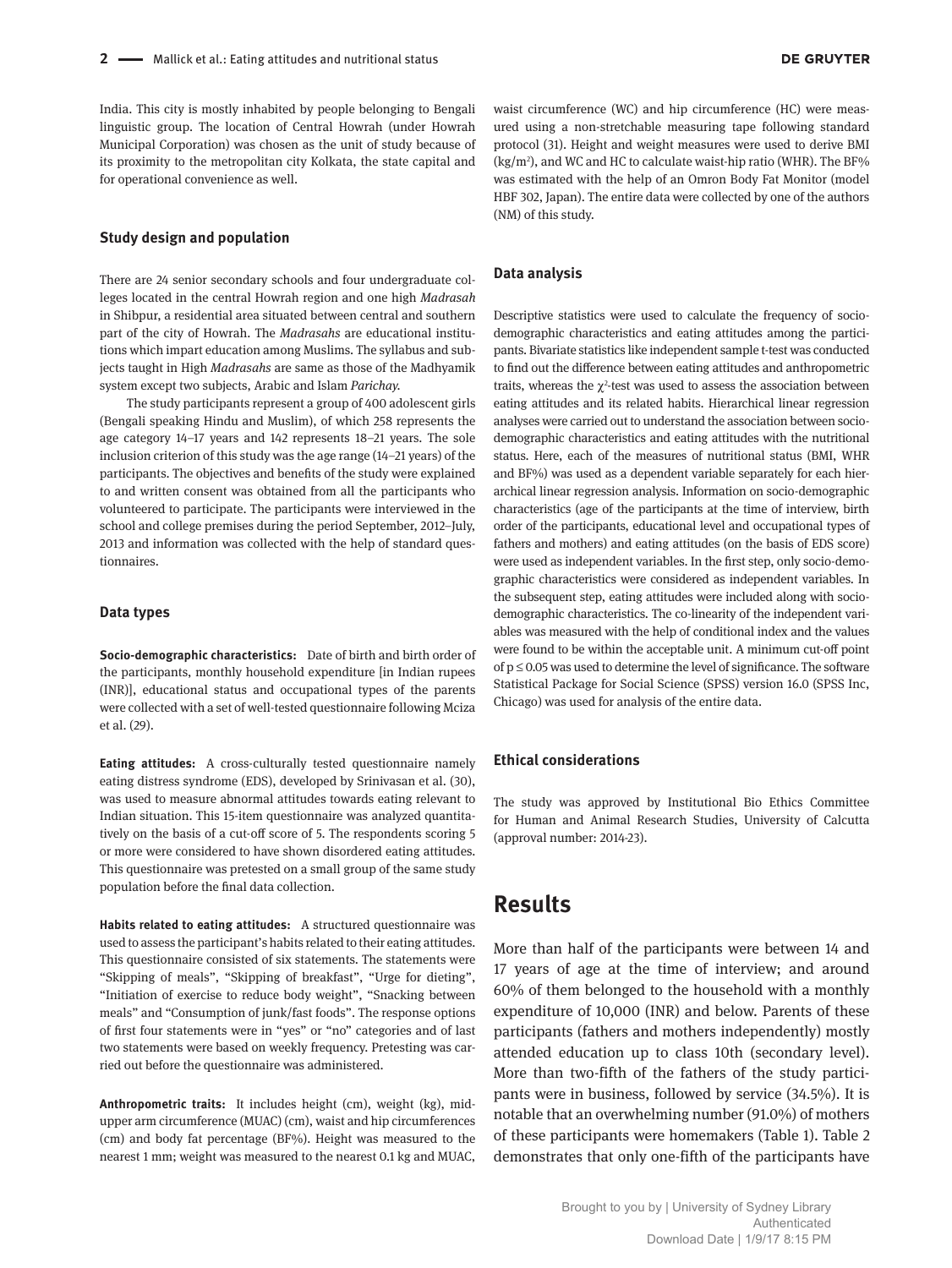India. This city is mostly inhabited by people belonging to Bengali linguistic group. The location of Central Howrah (under Howrah Municipal Corporation) was chosen as the unit of study because of its proximity to the metropolitan city Kolkata, the state capital and for operational convenience as well.

### Study design and population

There are 24 senior secondary schools and four undergraduate colleges located in the central Howrah region and one high *Madrasah* in Shibpur, a residential area situated between central and southern part of the city of Howrah. The *Madrasahs* are educational institutions which impart education among Muslims. The syllabus and subjects taught in High *Madrasahs* are same as those of the Madhyamik system except two subjects, Arabic and Islam *Parichay*.

The study participants represent a group of 400 adolescent girls (Bengali speaking Hindu and Muslim), of which 258 represents the age category 14–17 years and 142 represents 18–21 years. The sole inclusion criterion of this study was the age range (14–21 years) of the participants. The objectives and benefits of the study were explained to and written consent was obtained from all the participants who volunteered to participate. The participants were interviewed in the school and college premises during the period September, 2012–July, 2013 and information was collected with the help of standard questionnaires.

### Data types

**Socio-demographic characteristics:** Date of birth and birth order of the participants, monthly household expenditure [in Indian rupees (INR)], educational status and occupational types of the parents were collected with a set of well-tested questionnaire following Mciza et al. (29).

**Eating attitudes:** A cross-culturally tested questionnaire namely eating distress syndrome (EDS), developed by Srinivasan et al. (30), was used to measure abnormal attitudes towards eating relevant to Indian situation. This 15-item questionnaire was analyzed quantitatively on the basis of a cut-off score of 5. The respondents scoring 5 or more were considered to have shown disordered eating attitudes. This questionnaire was pretested on a small group of the same study population before the final data collection.

**Habits related to eating attitudes:** A structured questionnaire was used to assess the participant's habits related to their eating attitudes. This questionnaire consisted of six statements. The statements were "Skipping of meals", "Skipping of breakfast", "Urge for dieting", "Initiation of exercise to reduce body weight", "Snacking between meals" and "Consumption of junk/fast foods". The response options of first four statements were in "yes" or "no" categories and of last two statements were based on weekly frequency. Pretesting was carried out before the questionnaire was administered.

**Anthropometric traits:** It includes height (cm), weight (kg), mid-upper arm circumference (MUAC) (cm), waist and hip circumferences (cm) and body fat percentage (BF%). Height was measured to the nearest 1 mm; weight was measured to the nearest 0.1 kg and MUAC, waist circumference (WC) and hip circumference (HC) were measured using a non-stretchable measuring tape following standard protocol (31). Height and weight measures were used to derive BMI (kg/m$^2$), and WC and HC to calculate waist-hip ratio (WHR). The BF% was estimated with the help of an Omron Body Fat Monitor (model HBF 302, Japan). The entire data were collected by one of the authors (NM) of this study.

### Data analysis

Descriptive statistics were used to calculate the frequency of socio-demographic characteristics and eating attitudes among the participants. Bivariate statistics like independent sample t-test was conducted to find out the difference between eating attitudes and anthropometric traits, whereas the $\chi^2$-test was used to assess the association between eating attitudes and its related habits. Hierarchical linear regression analyses were carried out to understand the association between socio-demographic characteristics and eating attitudes with the nutritional status. Here, each of the measures of nutritional status (BMI, WHR and BF%) was used as a dependent variable separately for each hierarchical linear regression analysis. Information on socio-demographic characteristics (age of the participants at the time of interview, birth order of the participants, educational level and occupational types of fathers and mothers) and eating attitudes (on the basis of EDS score) were used as independent variables. In the first step, only socio-demographic characteristics were considered as independent variables. In the subsequent step, eating attitudes were included along with socio-demographic characteristics. The co-linearity of the independent variables was measured with the help of conditional index and the values were found to be within the acceptable unit. A minimum cut-off point of $p \leq 0.05$ was used to determine the level of significance. The software Statistical Package for Social Science (SPSS) version 16.0 (SPSS Inc, Chicago) was used for analysis of the entire data.

### Ethical considerations

The study was approved by Institutional Bio Ethics Committee for Human and Animal Research Studies, University of Calcutta (approval number: 2014-23).

## Results

More than half of the participants were between 14 and 17 years of age at the time of interview; and around 60% of them belonged to the household with a monthly expenditure of 10,000 (INR) and below. Parents of these participants (fathers and mothers independently) mostly attended education up to class 10th (secondary level). More than two-fifth of the fathers of the study participants were in business, followed by service (34.5%). It is notable that an overwhelming number (91.0%) of mothers of these participants were homemakers (Table 1). Table 2 demonstrates that only one-fifth of the participants have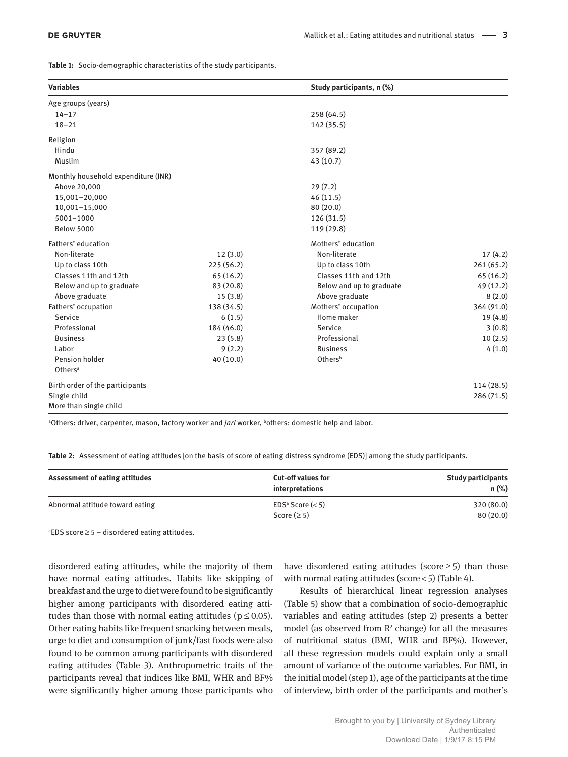**Table 1:** Socio-demographic characteristics of the study participants.

| Variables | | Study participants, n (%) | |
|---|---|---|---|
| Age groups (years) | | | |
| 14–17 | | 258 (64.5) | |
| 18–21 | | 142 (35.5) | |
| Religion | | | |
| Hindu | | 357 (89.2) | |
| Muslim | | 43 (10.7) | |
| Monthly household expenditure (INR) | | | |
| Above 20,000 | | 29 (7.2) | |
| 15,001–20,000 | | 46 (11.5) | |
| 10,001–15,000 | | 80 (20.0) | |
| 5001–1000 | | 126 (31.5) | |
| Below 5000 | | 119 (29.8) | |
| Fathers' education | | Mothers' education | |
| Non-literate | 12 (3.0) | Non-literate | 17 (4.2) |
| Up to class 10th | 225 (56.2) | Up to class 10th | 261 (65.2) |
| Classes 11th and 12th | 65 (16.2) | Classes 11th and 12th | 65 (16.2) |
| Below and up to graduate | 83 (20.8) | Below and up to graduate | 49 (12.2) |
| Above graduate | 15 (3.8) | Above graduate | 8 (2.0) |
| Fathers' occupation | 138 (34.5) | Mothers' occupation | 364 (91.0) |
| Service | 6 (1.5) | Home maker | 19 (4.8) |
| Professional | 184 (46.0) | Service | 3 (0.8) |
| Business | 23 (5.8) | Professional | 10 (2.5) |
| Labor | 9 (2.2) | Business | 4 (1.0) |
| Pension holder | 40 (10.0) | Others[b] | |
| Others[a] | | | |
| Birth order of the participants | | | 114 (28.5) |
| Single child | | | 286 (71.5) |
| More than single child | | | |

[a]Others: driver, carpenter, mason, factory worker and *jari* worker, [b]others: domestic help and labor.

**Table 2:** Assessment of eating attitudes [on the basis of score of eating distress syndrome (EDS)] among the study participants.

| Assessment of eating attitudes | Cut-off values for interpretations | Study participants n (%) |
|---|---|---|
| Abnormal attitude toward eating | EDS[a] Score (< 5) | 320 (80.0) |
| | Score (≥ 5) | 80 (20.0) |

[a]EDS score ≥ 5 – disordered eating attitudes.

disordered eating attitudes, while the majority of them have normal eating attitudes. Habits like skipping of breakfast and the urge to diet were found to be significantly higher among participants with disordered eating attitudes than those with normal eating attitudes ($p \leq 0.05$). Other eating habits like frequent snacking between meals, urge to diet and consumption of junk/fast foods were also found to be common among participants with disordered eating attitudes (Table 3). Anthropometric traits of the participants reveal that indices like BMI, WHR and BF% were significantly higher among those participants who have disordered eating attitudes (score ≥ 5) than those with normal eating attitudes (score < 5) (Table 4).

Results of hierarchical linear regression analyses (Table 5) show that a combination of socio-demographic variables and eating attitudes (step 2) presents a better model (as observed from $R^2$ change) for all the measures of nutritional status (BMI, WHR and BF%). However, all these regression models could explain only a small amount of variance of the outcome variables. For BMI, in the initial model (step 1), age of the participants at the time of interview, birth order of the participants and mother's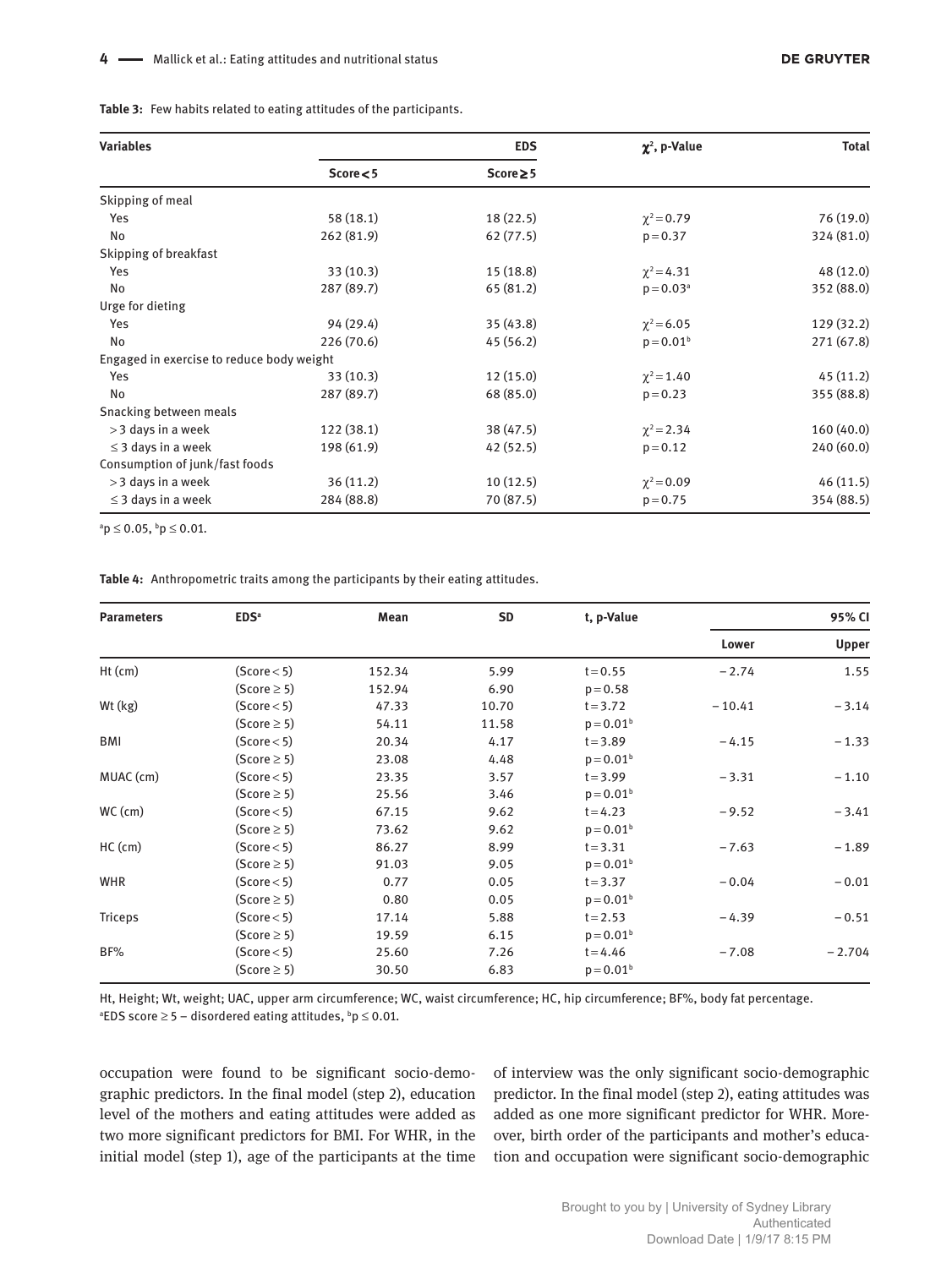**Table 3:** Few habits related to eating attitudes of the participants.

| Variables | EDS | | $\chi^2$, p-Value | Total |
|---|---|---|---|---|
| | Score < 5 | Score ≥ 5 | | |
| Skipping of meal | | | | |
| Yes | 58 (18.1) | 18 (22.5) | $\chi^2 = 0.79$ | 76 (19.0) |
| No | 262 (81.9) | 62 (77.5) | $p = 0.37$ | 324 (81.0) |
| Skipping of breakfast | | | | |
| Yes | 33 (10.3) | 15 (18.8) | $\chi^2 = 4.31$ | 48 (12.0) |
| No | 287 (89.7) | 65 (81.2) | $p = 0.03$[a] | 352 (88.0) |
| Urge for dieting | | | | |
| Yes | 94 (29.4) | 35 (43.8) | $\chi^2 = 6.05$ | 129 (32.2) |
| No | 226 (70.6) | 45 (56.2) | $p = 0.01$[b] | 271 (67.8) |
| Engaged in exercise to reduce body weight | | | | |
| Yes | 33 (10.3) | 12 (15.0) | $\chi^2 = 1.40$ | 45 (11.2) |
| No | 287 (89.7) | 68 (85.0) | $p = 0.23$ | 355 (88.8) |
| Snacking between meals | | | | |
| > 3 days in a week | 122 (38.1) | 38 (47.5) | $\chi^2 = 2.34$ | 160 (40.0) |
| ≤ 3 days in a week | 198 (61.9) | 42 (52.5) | $p = 0.12$ | 240 (60.0) |
| Consumption of junk/fast foods | | | | |
| > 3 days in a week | 36 (11.2) | 10 (12.5) | $\chi^2 = 0.09$ | 46 (11.5) |
| ≤ 3 days in a week | 284 (88.8) | 70 (87.5) | $p = 0.75$ | 354 (88.5) |

[a]$p \leq 0.05$, [b]$p \leq 0.01$.

**Table 4:** Anthropometric traits among the participants by their eating attitudes.

| Parameters | EDS[a] | Mean | SD | t, p-Value | 95% CI | |
|---|---|---|---|---|---|---|
| | | | | | Lower | Upper |
| Ht (cm) | (Score < 5) | 152.34 | 5.99 | $t = 0.55$ | −2.74 | 1.55 |
| | (Score ≥ 5) | 152.94 | 6.90 | $p = 0.58$ | | |
| Wt (kg) | (Score < 5) | 47.33 | 10.70 | $t = 3.72$ | −10.41 | −3.14 |
| | (Score ≥ 5) | 54.11 | 11.58 | $p = 0.01$[b] | | |
| BMI | (Score < 5) | 20.34 | 4.17 | $t = 3.89$ | −4.15 | −1.33 |
| | (Score ≥ 5) | 23.08 | 4.48 | $p = 0.01$[b] | | |
| MUAC (cm) | (Score < 5) | 23.35 | 3.57 | $t = 3.99$ | −3.31 | −1.10 |
| | (Score ≥ 5) | 25.56 | 3.46 | $p = 0.01$[b] | | |
| WC (cm) | (Score < 5) | 67.15 | 9.62 | $t = 4.23$ | −9.52 | −3.41 |
| | (Score ≥ 5) | 73.62 | 9.62 | $p = 0.01$[b] | | |
| HC (cm) | (Score < 5) | 86.27 | 8.99 | $t = 3.31$ | −7.63 | −1.89 |
| | (Score ≥ 5) | 91.03 | 9.05 | $p = 0.01$[b] | | |
| WHR | (Score < 5) | 0.77 | 0.05 | $t = 3.37$ | −0.04 | −0.01 |
| | (Score ≥ 5) | 0.80 | 0.05 | $p = 0.01$[b] | | |
| Triceps | (Score < 5) | 17.14 | 5.88 | $t = 2.53$ | −4.39 | −0.51 |
| | (Score ≥ 5) | 19.59 | 6.15 | $p = 0.01$[b] | | |
| BF% | (Score < 5) | 25.60 | 7.26 | $t = 4.46$ | −7.08 | −2.704 |
| | (Score ≥ 5) | 30.50 | 6.83 | $p = 0.01$[b] | | |

Ht, Height; Wt, weight; UAC, upper arm circumference; WC, waist circumference; HC, hip circumference; BF%, body fat percentage.
[a]EDS score ≥ 5 – disordered eating attitudes, [b]$p \leq 0.01$.

occupation were found to be significant socio-demographic predictors. In the final model (step 2), education level of the mothers and eating attitudes were added as two more significant predictors for BMI. For WHR, in the initial model (step 1), age of the participants at the time of interview was the only significant socio-demographic predictor. In the final model (step 2), eating attitudes was added as one more significant predictor for WHR. Moreover, birth order of the participants and mother's education and occupation were significant socio-demographic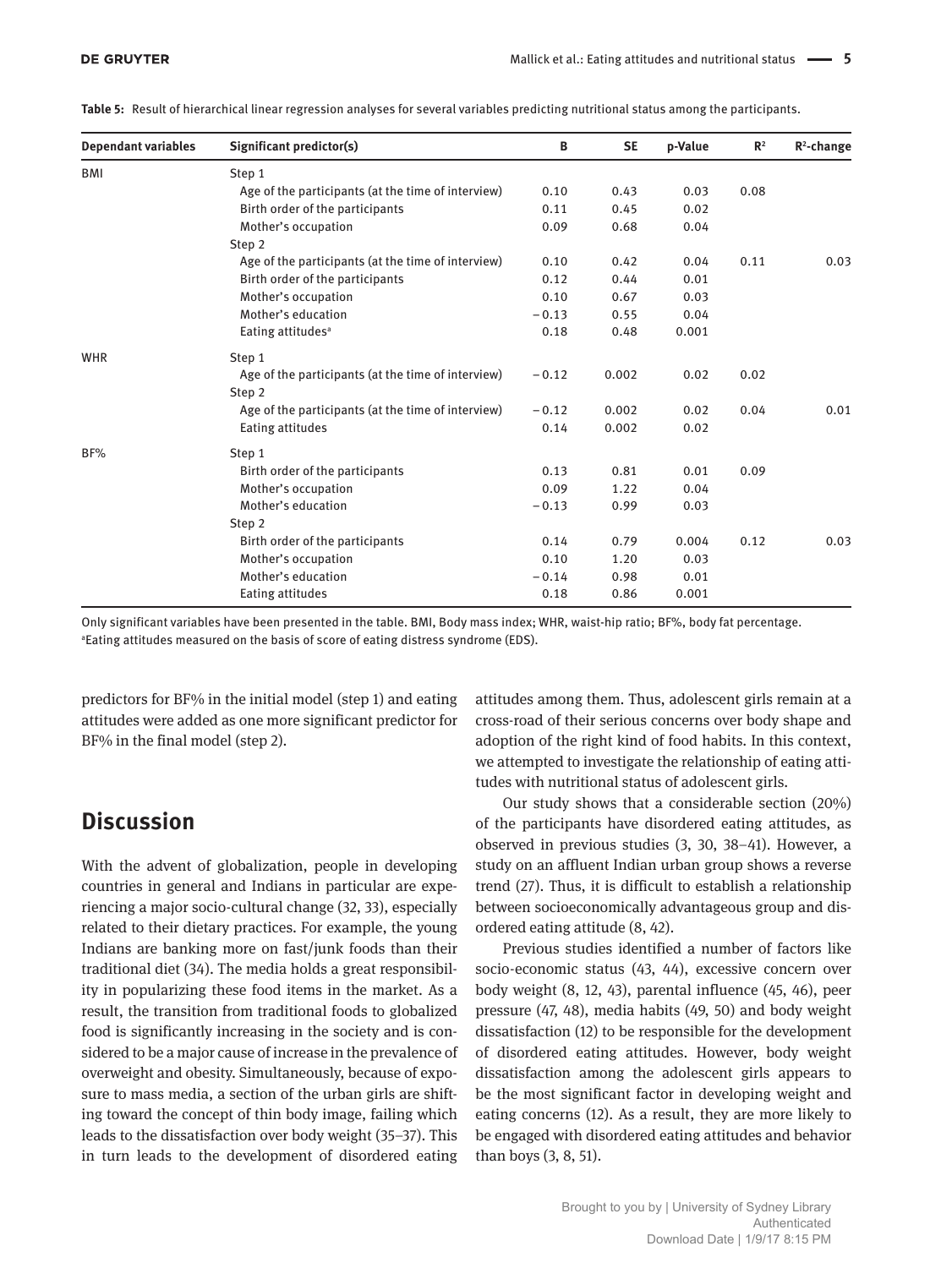**Table 5:** Result of hierarchical linear regression analyses for several variables predicting nutritional status among the participants.

| Dependant variables | Significant predictor(s) | B | SE | p-Value | $R^2$ | $R^2$-change |
|---|---|---|---|---|---|---|
| BMI | Step 1 | | | | | |
| | Age of the participants (at the time of interview) | 0.10 | 0.43 | 0.03 | 0.08 | |
| | Birth order of the participants | 0.11 | 0.45 | 0.02 | | |
| | Mother's occupation | 0.09 | 0.68 | 0.04 | | |
| | Step 2 | | | | | |
| | Age of the participants (at the time of interview) | 0.10 | 0.42 | 0.04 | 0.11 | 0.03 |
| | Birth order of the participants | 0.12 | 0.44 | 0.01 | | |
| | Mother's occupation | 0.10 | 0.67 | 0.03 | | |
| | Mother's education | −0.13 | 0.55 | 0.04 | | |
| | Eating attitudes[a] | 0.18 | 0.48 | 0.001 | | |
| WHR | Step 1 | | | | | |
| | Age of the participants (at the time of interview) | −0.12 | 0.002 | 0.02 | 0.02 | |
| | Step 2 | | | | | |
| | Age of the participants (at the time of interview) | −0.12 | 0.002 | 0.02 | 0.04 | 0.01 |
| | Eating attitudes | 0.14 | 0.002 | 0.02 | | |
| BF% | Step 1 | | | | | |
| | Birth order of the participants | 0.13 | 0.81 | 0.01 | 0.09 | |
| | Mother's occupation | 0.09 | 1.22 | 0.04 | | |
| | Mother's education | −0.13 | 0.99 | 0.03 | | |
| | Step 2 | | | | | |
| | Birth order of the participants | 0.14 | 0.79 | 0.004 | 0.12 | 0.03 |
| | Mother's occupation | 0.10 | 1.20 | 0.03 | | |
| | Mother's education | −0.14 | 0.98 | 0.01 | | |
| | Eating attitudes | 0.18 | 0.86 | 0.001 | | |

Only significant variables have been presented in the table. BMI, Body mass index; WHR, waist-hip ratio; BF%, body fat percentage.
[a]Eating attitudes measured on the basis of score of eating distress syndrome (EDS).

predictors for BF% in the initial model (step 1) and eating attitudes were added as one more significant predictor for BF% in the final model (step 2).

## Discussion

With the advent of globalization, people in developing countries in general and Indians in particular are experiencing a major socio-cultural change (32, 33), especially related to their dietary practices. For example, the young Indians are banking more on fast/junk foods than their traditional diet (34). The media holds a great responsibility in popularizing these food items in the market. As a result, the transition from traditional foods to globalized food is significantly increasing in the society and is considered to be a major cause of increase in the prevalence of overweight and obesity. Simultaneously, because of exposure to mass media, a section of the urban girls are shifting toward the concept of thin body image, failing which leads to the dissatisfaction over body weight (35–37). This in turn leads to the development of disordered eating attitudes among them. Thus, adolescent girls remain at a cross-road of their serious concerns over body shape and adoption of the right kind of food habits. In this context, we attempted to investigate the relationship of eating attitudes with nutritional status of adolescent girls.

Our study shows that a considerable section (20%) of the participants have disordered eating attitudes, as observed in previous studies (3, 30, 38–41). However, a study on an affluent Indian urban group shows a reverse trend (27). Thus, it is difficult to establish a relationship between socioeconomically advantageous group and disordered eating attitude (8, 42).

Previous studies identified a number of factors like socio-economic status (43, 44), excessive concern over body weight (8, 12, 43), parental influence (45, 46), peer pressure (47, 48), media habits (49, 50) and body weight dissatisfaction (12) to be responsible for the development of disordered eating attitudes. However, body weight dissatisfaction among the adolescent girls appears to be the most significant factor in developing weight and eating concerns (12). As a result, they are more likely to be engaged with disordered eating attitudes and behavior than boys (3, 8, 51).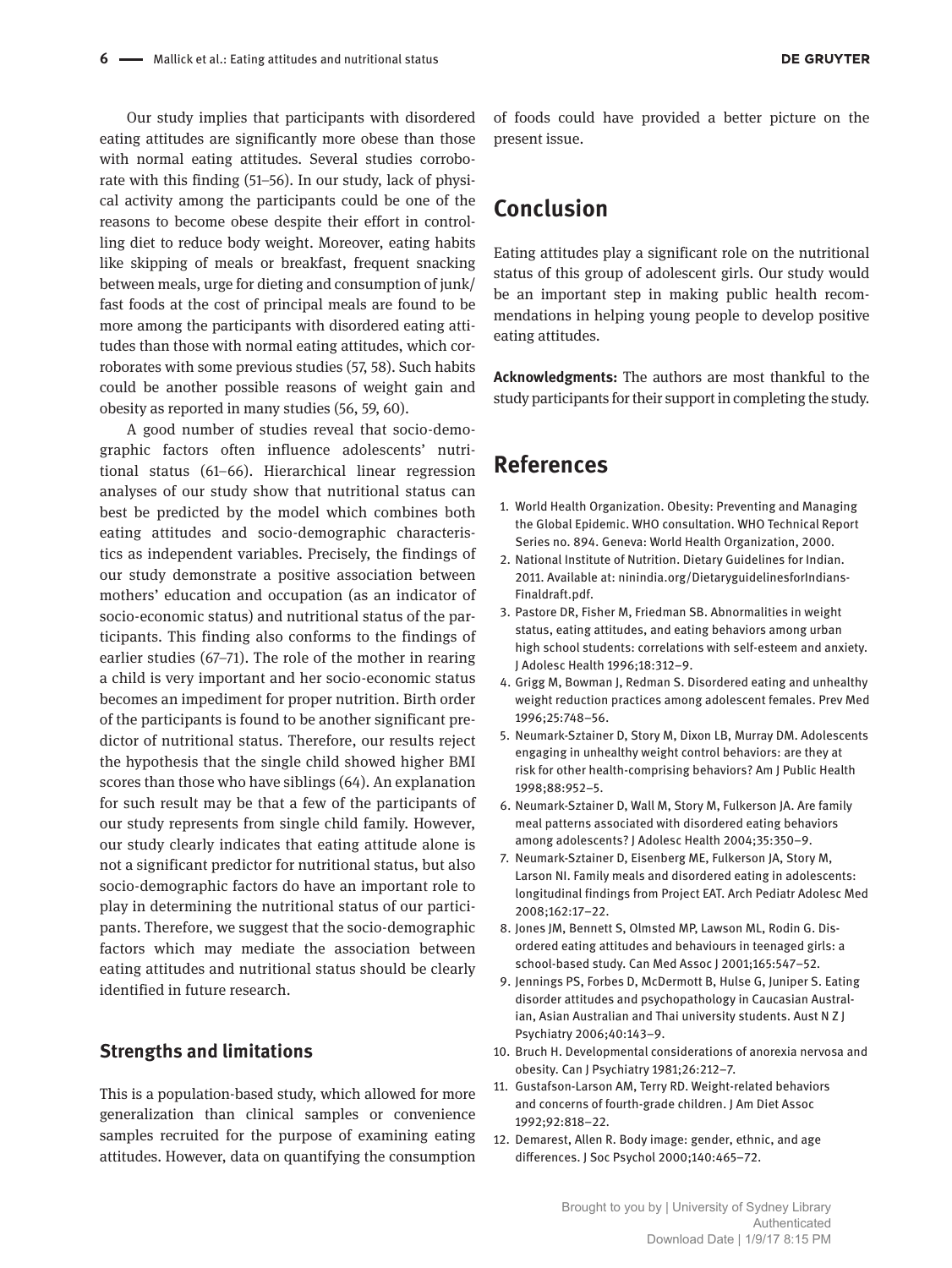Our study implies that participants with disordered eating attitudes are significantly more obese than those with normal eating attitudes. Several studies corroborate with this finding (51–56). In our study, lack of physical activity among the participants could be one of the reasons to become obese despite their effort in controlling diet to reduce body weight. Moreover, eating habits like skipping of meals or breakfast, frequent snacking between meals, urge for dieting and consumption of junk/fast foods at the cost of principal meals are found to be more among the participants with disordered eating attitudes than those with normal eating attitudes, which corroborates with some previous studies (57, 58). Such habits could be another possible reasons of weight gain and obesity as reported in many studies (56, 59, 60).

A good number of studies reveal that socio-demographic factors often influence adolescents' nutritional status (61–66). Hierarchical linear regression analyses of our study show that nutritional status can best be predicted by the model which combines both eating attitudes and socio-demographic characteristics as independent variables. Precisely, the findings of our study demonstrate a positive association between mothers' education and occupation (as an indicator of socio-economic status) and nutritional status of the participants. This finding also conforms to the findings of earlier studies (67–71). The role of the mother in rearing a child is very important and her socio-economic status becomes an impediment for proper nutrition. Birth order of the participants is found to be another significant predictor of nutritional status. Therefore, our results reject the hypothesis that the single child showed higher BMI scores than those who have siblings (64). An explanation for such result may be that a few of the participants of our study represents from single child family. However, our study clearly indicates that eating attitude alone is not a significant predictor for nutritional status, but also socio-demographic factors do have an important role to play in determining the nutritional status of our participants. Therefore, we suggest that the socio-demographic factors which may mediate the association between eating attitudes and nutritional status should be clearly identified in future research.

### Strengths and limitations

This is a population-based study, which allowed for more generalization than clinical samples or convenience samples recruited for the purpose of examining eating attitudes. However, data on quantifying the consumption of foods could have provided a better picture on the present issue.

## Conclusion

Eating attitudes play a significant role on the nutritional status of this group of adolescent girls. Our study would be an important step in making public health recommendations in helping young people to develop positive eating attitudes.

**Acknowledgments:** The authors are most thankful to the study participants for their support in completing the study.

## References

1. World Health Organization. Obesity: Preventing and Managing the Global Epidemic. WHO consultation. WHO Technical Report Series no. 894. Geneva: World Health Organization, 2000.
2. National Institute of Nutrition. Dietary Guidelines for Indian. 2011. Available at: ninindia.org/DietaryguidelinesforIndians-Finaldraft.pdf.
3. Pastore DR, Fisher M, Friedman SB. Abnormalities in weight status, eating attitudes, and eating behaviors among urban high school students: correlations with self-esteem and anxiety. J Adolesc Health 1996;18:312–9.
4. Grigg M, Bowman J, Redman S. Disordered eating and unhealthy weight reduction practices among adolescent females. Prev Med 1996;25:748–56.
5. Neumark-Sztainer D, Story M, Dixon LB, Murray DM. Adolescents engaging in unhealthy weight control behaviors: are they at risk for other health-comprising behaviors? Am J Public Health 1998;88:952–5.
6. Neumark-Sztainer D, Wall M, Story M, Fulkerson JA. Are family meal patterns associated with disordered eating behaviors among adolescents? J Adolesc Health 2004;35:350–9.
7. Neumark-Sztainer D, Eisenberg ME, Fulkerson JA, Story M, Larson NI. Family meals and disordered eating in adolescents: longitudinal findings from Project EAT. Arch Pediatr Adolesc Med 2008;162:17–22.
8. Jones JM, Bennett S, Olmsted MP, Lawson ML, Rodin G. Disordered eating attitudes and behaviours in teenaged girls: a school-based study. Can Med Assoc J 2001;165:547–52.
9. Jennings PS, Forbes D, McDermott B, Hulse G, Juniper S. Eating disorder attitudes and psychopathology in Caucasian Australian, Asian Australian and Thai university students. Aust N Z J Psychiatry 2006;40:143–9.
10. Bruch H. Developmental considerations of anorexia nervosa and obesity. Can J Psychiatry 1981;26:212–7.
11. Gustafson-Larson AM, Terry RD. Weight-related behaviors and concerns of fourth-grade children. J Am Diet Assoc 1992;92:818–22.
12. Demarest, Allen R. Body image: gender, ethnic, and age differences. J Soc Psychol 2000;140:465–72.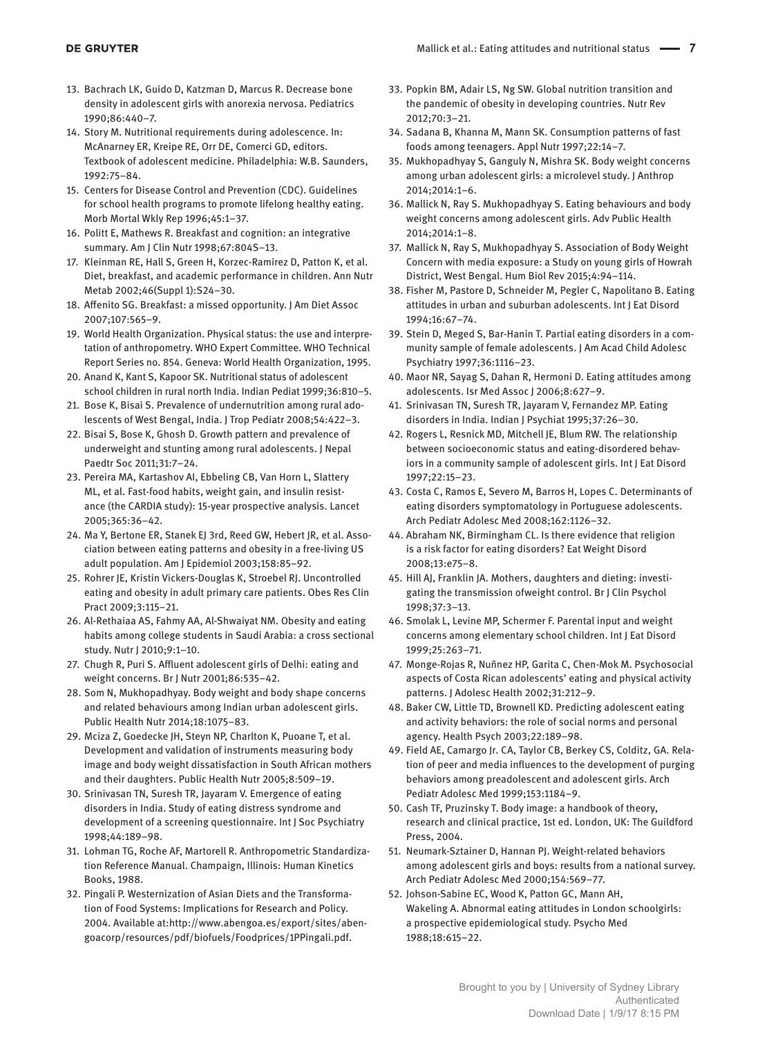13. Bachrach LK, Guido D, Katzman D, Marcus R. Decrease bone density in adolescent girls with anorexia nervosa. Pediatrics 1990;86:440–7.
14. Story M. Nutritional requirements during adolescence. In: McAnarney ER, Kreipe RE, Orr DE, Comerci GD, editors. Textbook of adolescent medicine. Philadelphia: W.B. Saunders, 1992:75–84.
15. Centers for Disease Control and Prevention (CDC). Guidelines for school health programs to promote lifelong healthy eating. Morb Mortal Wkly Rep 1996;45:1–37.
16. Politt E, Mathews R. Breakfast and cognition: an integrative summary. Am J Clin Nutr 1998;67:804S–13.
17. Kleinman RE, Hall S, Green H, Korzec-Ramirez D, Patton K, et al. Diet, breakfast, and academic performance in children. Ann Nutr Metab 2002;46(Suppl 1):S24–30.
18. Affenito SG. Breakfast: a missed opportunity. J Am Diet Assoc 2007;107:565–9.
19. World Health Organization. Physical status: the use and interpretation of anthropometry. WHO Expert Committee. WHO Technical Report Series no. 854. Geneva: World Health Organization, 1995.
20. Anand K, Kant S, Kapoor SK. Nutritional status of adolescent school children in rural north India. Indian Pediat 1999;36:810–5.
21. Bose K, Bisai S. Prevalence of undernutrition among rural adolescents of West Bengal, India. J Trop Pediatr 2008;54:422–3.
22. Bisai S, Bose K, Ghosh D. Growth pattern and prevalence of underweight and stunting among rural adolescents. J Nepal Paedtr Soc 2011;31:7–24.
23. Pereira MA, Kartashov AI, Ebbeling CB, Van Horn L, Slattery ML, et al. Fast-food habits, weight gain, and insulin resistance (the CARDIA study): 15-year prospective analysis. Lancet 2005;365:36–42.
24. Ma Y, Bertone ER, Stanek EJ 3rd, Reed GW, Hebert JR, et al. Association between eating patterns and obesity in a free-living US adult population. Am J Epidemiol 2003;158:85–92.
25. Rohrer JE, Kristin Vickers-Douglas K, Stroebel RJ. Uncontrolled eating and obesity in adult primary care patients. Obes Res Clin Pract 2009;3:115–21.
26. Al-Rethaiaa AS, Fahmy AA, Al-Shwaiyat NM. Obesity and eating habits among college students in Saudi Arabia: a cross sectional study. Nutr J 2010;9:1–10.
27. Chugh R, Puri S. Affluent adolescent girls of Delhi: eating and weight concerns. Br J Nutr 2001;86:535–42.
28. Som N, Mukhopadhyay. Body weight and body shape concerns and related behaviours among Indian urban adolescent girls. Public Health Nutr 2014;18:1075–83.
29. Mciza Z, Goedecke JH, Steyn NP, Charlton K, Puoane T, et al. Development and validation of instruments measuring body image and body weight dissatisfaction in South African mothers and their daughters. Public Health Nutr 2005;8:509–19.
30. Srinivasan TN, Suresh TR, Jayaram V. Emergence of eating disorders in India. Study of eating distress syndrome and development of a screening questionnaire. Int J Soc Psychiatry 1998;44:189–98.
31. Lohman TG, Roche AF, Martorell R. Anthropometric Standardization Reference Manual. Champaign, Illinois: Human Kinetics Books, 1988.
32. Pingali P. Westernization of Asian Diets and the Transformation of Food Systems: Implications for Research and Policy. 2004. Available at:http://www.abengoa.es/export/sites/abengoacorp/resources/pdf/biofuels/Foodprices/1PPingali.pdf.
33. Popkin BM, Adair LS, Ng SW. Global nutrition transition and the pandemic of obesity in developing countries. Nutr Rev 2012;70:3–21.
34. Sadana B, Khanna M, Mann SK. Consumption patterns of fast foods among teenagers. Appl Nutr 1997;22:14–7.
35. Mukhopadhyay S, Ganguly N, Mishra SK. Body weight concerns among urban adolescent girls: a microlevel study. J Anthrop 2014;2014:1–6.
36. Mallick N, Ray S. Mukhopadhyay S. Eating behaviours and body weight concerns among adolescent girls. Adv Public Health 2014;2014:1–8.
37. Mallick N, Ray S, Mukhopadhyay S. Association of Body Weight Concern with media exposure: a Study on young girls of Howrah District, West Bengal. Hum Biol Rev 2015;4:94–114.
38. Fisher M, Pastore D, Schneider M, Pegler C, Napolitano B. Eating attitudes in urban and suburban adolescents. Int J Eat Disord 1994;16:67–74.
39. Stein D, Meged S, Bar-Hanin T. Partial eating disorders in a community sample of female adolescents. J Am Acad Child Adolesc Psychiatry 1997;36:1116–23.
40. Maor NR, Sayag S, Dahan R, Hermoni D. Eating attitudes among adolescents. Isr Med Assoc J 2006;8:627–9.
41. Srinivasan TN, Suresh TR, Jayaram V, Fernandez MP. Eating disorders in India. Indian J Psychiat 1995;37:26–30.
42. Rogers L, Resnick MD, Mitchell JE, Blum RW. The relationship between socioeconomic status and eating-disordered behaviors in a community sample of adolescent girls. Int J Eat Disord 1997;22:15–23.
43. Costa C, Ramos E, Severo M, Barros H, Lopes C. Determinants of eating disorders symptomatology in Portuguese adolescents. Arch Pediatr Adolesc Med 2008;162:1126–32.
44. Abraham NK, Birmingham CL. Is there evidence that religion is a risk factor for eating disorders? Eat Weight Disord 2008;13:e75–8.
45. Hill AJ, Franklin JA. Mothers, daughters and dieting: investigating the transmission ofweight control. Br J Clin Psychol 1998;37:3–13.
46. Smolak L, Levine MP, Schermer F. Parental input and weight concerns among elementary school children. Int J Eat Disord 1999;25:263–71.
47. Monge-Rojas R, Nuñnez HP, Garita C, Chen-Mok M. Psychosocial aspects of Costa Rican adolescents' eating and physical activity patterns. J Adolesc Health 2002;31:212–9.
48. Baker CW, Little TD, Brownell KD. Predicting adolescent eating and activity behaviors: the role of social norms and personal agency. Health Psych 2003;22:189–98.
49. Field AE, Camargo Jr. CA, Taylor CB, Berkey CS, Colditz, GA. Relation of peer and media influences to the development of purging behaviors among preadolescent and adolescent girls. Arch Pediatr Adolesc Med 1999;153:1184–9.
50. Cash TF, Pruzinsky T. Body image: a handbook of theory, research and clinical practice, 1st ed. London, UK: The Guildford Press, 2004.
51. Neumark-Sztainer D, Hannan PJ. Weight-related behaviors among adolescent girls and boys: results from a national survey. Arch Pediatr Adolesc Med 2000;154:569–77.
52. Johson-Sabine EC, Wood K, Patton GC, Mann AH, Wakeling A. Abnormal eating attitudes in London schoolgirls: a prospective epidemiological study. Psycho Med 1988;18:615–22.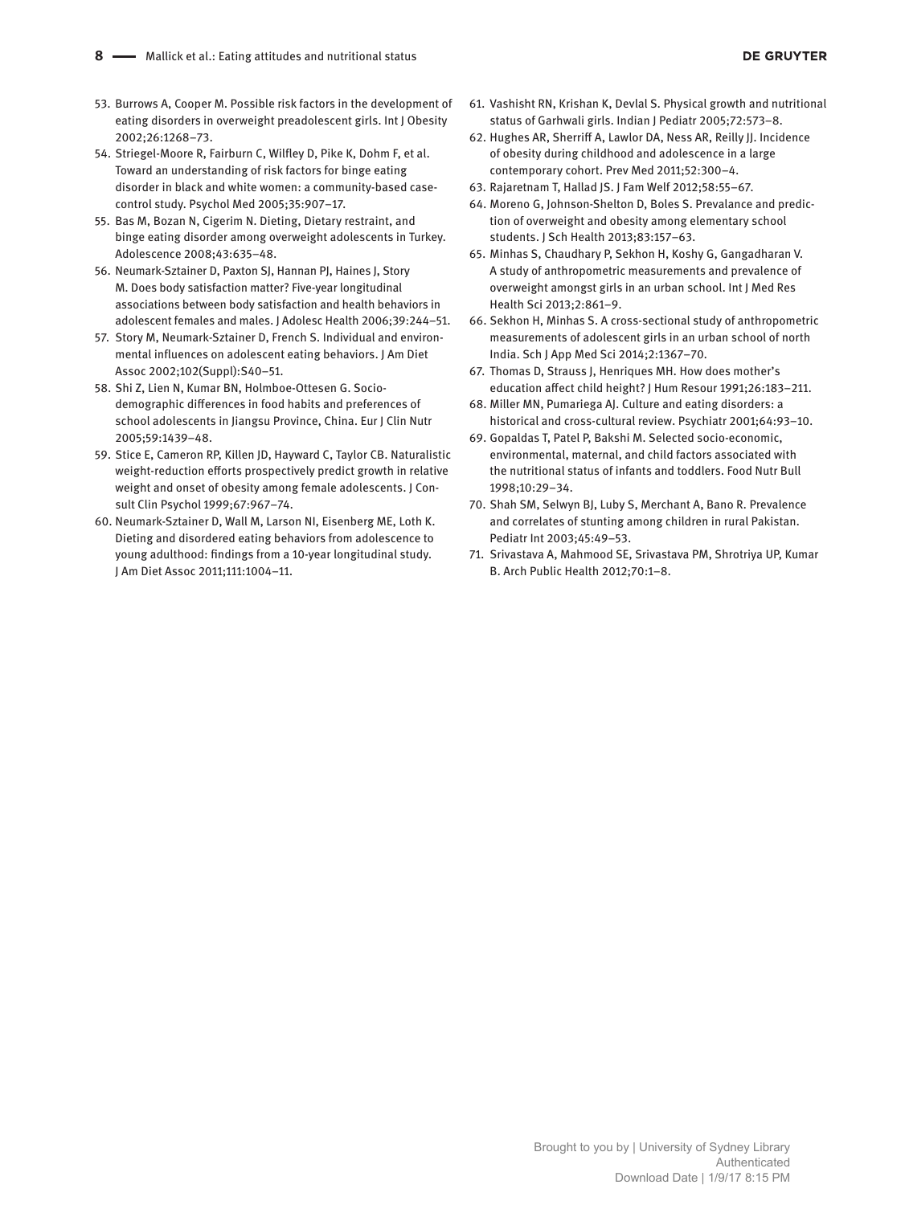53. Burrows A, Cooper M. Possible risk factors in the development of eating disorders in overweight preadolescent girls. Int J Obesity 2002;26:1268–73.
54. Striegel-Moore R, Fairburn C, Wilfley D, Pike K, Dohm F, et al. Toward an understanding of risk factors for binge eating disorder in black and white women: a community-based case-control study. Psychol Med 2005;35:907–17.
55. Bas M, Bozan N, Cigerim N. Dieting, Dietary restraint, and binge eating disorder among overweight adolescents in Turkey. Adolescence 2008;43:635–48.
56. Neumark-Sztainer D, Paxton SJ, Hannan PJ, Haines J, Story M. Does body satisfaction matter? Five-year longitudinal associations between body satisfaction and health behaviors in adolescent females and males. J Adolesc Health 2006;39:244–51.
57. Story M, Neumark-Sztainer D, French S. Individual and environmental influences on adolescent eating behaviors. J Am Diet Assoc 2002;102(Suppl):S40–51.
58. Shi Z, Lien N, Kumar BN, Holmboe-Ottesen G. Socio-demographic differences in food habits and preferences of school adolescents in Jiangsu Province, China. Eur J Clin Nutr 2005;59:1439–48.
59. Stice E, Cameron RP, Killen JD, Hayward C, Taylor CB. Naturalistic weight-reduction efforts prospectively predict growth in relative weight and onset of obesity among female adolescents. J Consult Clin Psychol 1999;67:967–74.
60. Neumark-Sztainer D, Wall M, Larson NI, Eisenberg ME, Loth K. Dieting and disordered eating behaviors from adolescence to young adulthood: findings from a 10-year longitudinal study. J Am Diet Assoc 2011;111:1004–11.
61. Vashisht RN, Krishan K, Devlal S. Physical growth and nutritional status of Garhwali girls. Indian J Pediatr 2005;72:573–8.
62. Hughes AR, Sherriff A, Lawlor DA, Ness AR, Reilly JJ. Incidence of obesity during childhood and adolescence in a large contemporary cohort. Prev Med 2011;52:300–4.
63. Rajaretnam T, Hallad JS. J Fam Welf 2012;58:55–67.
64. Moreno G, Johnson-Shelton D, Boles S. Prevalance and prediction of overweight and obesity among elementary school students. J Sch Health 2013;83:157–63.
65. Minhas S, Chaudhary P, Sekhon H, Koshy G, Gangadharan V. A study of anthropometric measurements and prevalence of overweight amongst girls in an urban school. Int J Med Res Health Sci 2013;2:861–9.
66. Sekhon H, Minhas S. A cross-sectional study of anthropometric measurements of adolescent girls in an urban school of north India. Sch J App Med Sci 2014;2:1367–70.
67. Thomas D, Strauss J, Henriques MH. How does mother's education affect child height? J Hum Resour 1991;26:183–211.
68. Miller MN, Pumariega AJ. Culture and eating disorders: a historical and cross-cultural review. Psychiatr 2001;64:93–10.
69. Gopaldas T, Patel P, Bakshi M. Selected socio-economic, environmental, maternal, and child factors associated with the nutritional status of infants and toddlers. Food Nutr Bull 1998;10:29–34.
70. Shah SM, Selwyn BJ, Luby S, Merchant A, Bano R. Prevalence and correlates of stunting among children in rural Pakistan. Pediatr Int 2003;45:49–53.
71. Srivastava A, Mahmood SE, Srivastava PM, Shrotriya UP, Kumar B. Arch Public Health 2012;70:1–8.